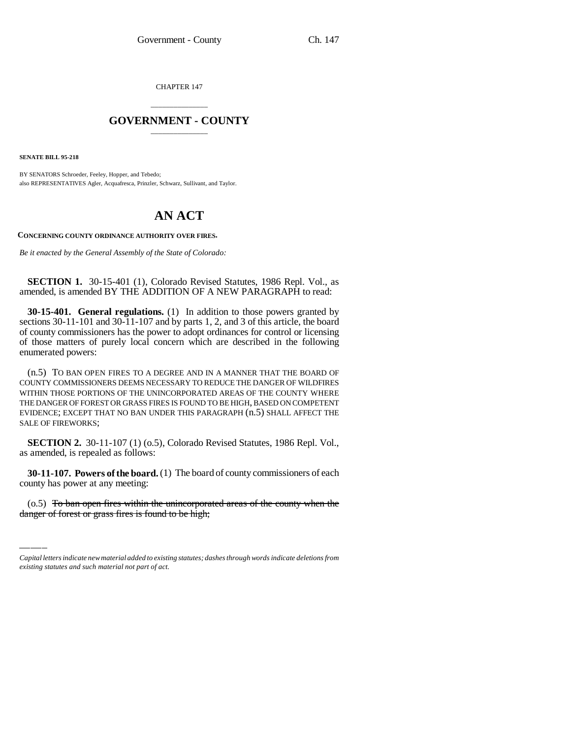CHAPTER 147

# GOVERNMENT - COUNTY

**SENATE BILL 95-218**

BY SENATORS Schroeder, Feeley, Hopper, and Tebedo;
also REPRESENTATIVES Agler, Acquafresca, Prinzler, Schwarz, Sullivant, and Taylor.

# AN ACT

**CONCERNING COUNTY ORDINANCE AUTHORITY OVER FIRES.**

*Be it enacted by the General Assembly of the State of Colorado:*

**SECTION 1.** 30-15-401 (1), Colorado Revised Statutes, 1986 Repl. Vol., as amended, is amended BY THE ADDITION OF A NEW PARAGRAPH to read:

**30-15-401. General regulations.** (1) In addition to those powers granted by sections 30-11-101 and 30-11-107 and by parts 1, 2, and 3 of this article, the board of county commissioners has the power to adopt ordinances for control or licensing of those matters of purely local concern which are described in the following enumerated powers:

(n.5) TO BAN OPEN FIRES TO A DEGREE AND IN A MANNER THAT THE BOARD OF COUNTY COMMISSIONERS DEEMS NECESSARY TO REDUCE THE DANGER OF WILDFIRES WITHIN THOSE PORTIONS OF THE UNINCORPORATED AREAS OF THE COUNTY WHERE THE DANGER OF FOREST OR GRASS FIRES IS FOUND TO BE HIGH, BASED ON COMPETENT EVIDENCE; EXCEPT THAT NO BAN UNDER THIS PARAGRAPH (n.5) SHALL AFFECT THE SALE OF FIREWORKS;

**SECTION 2.** 30-11-107 (1) (o.5), Colorado Revised Statutes, 1986 Repl. Vol., as amended, is repealed as follows:

**30-11-107. Powers of the board.** (1) The board of county commissioners of each county has power at any meeting:

(o.5) ~~To ban open fires within the unincorporated areas of the county when the danger of forest or grass fires is found to be high;~~

*Capital letters indicate new material added to existing statutes; dashes through words indicate deletions from existing statutes and such material not part of act.*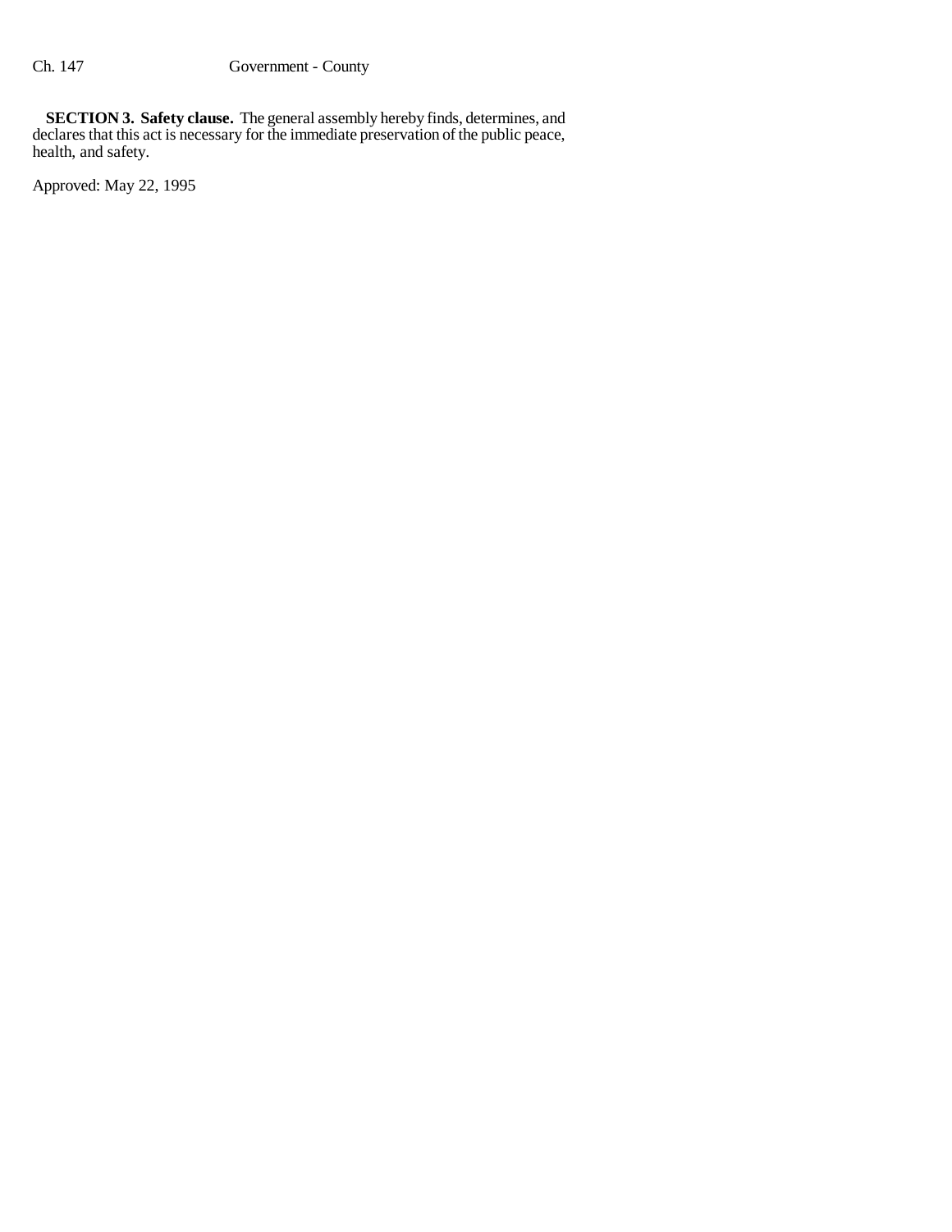**SECTION 3. Safety clause.** The general assembly hereby finds, determines, and declares that this act is necessary for the immediate preservation of the public peace, health, and safety.

Approved: May 22, 1995